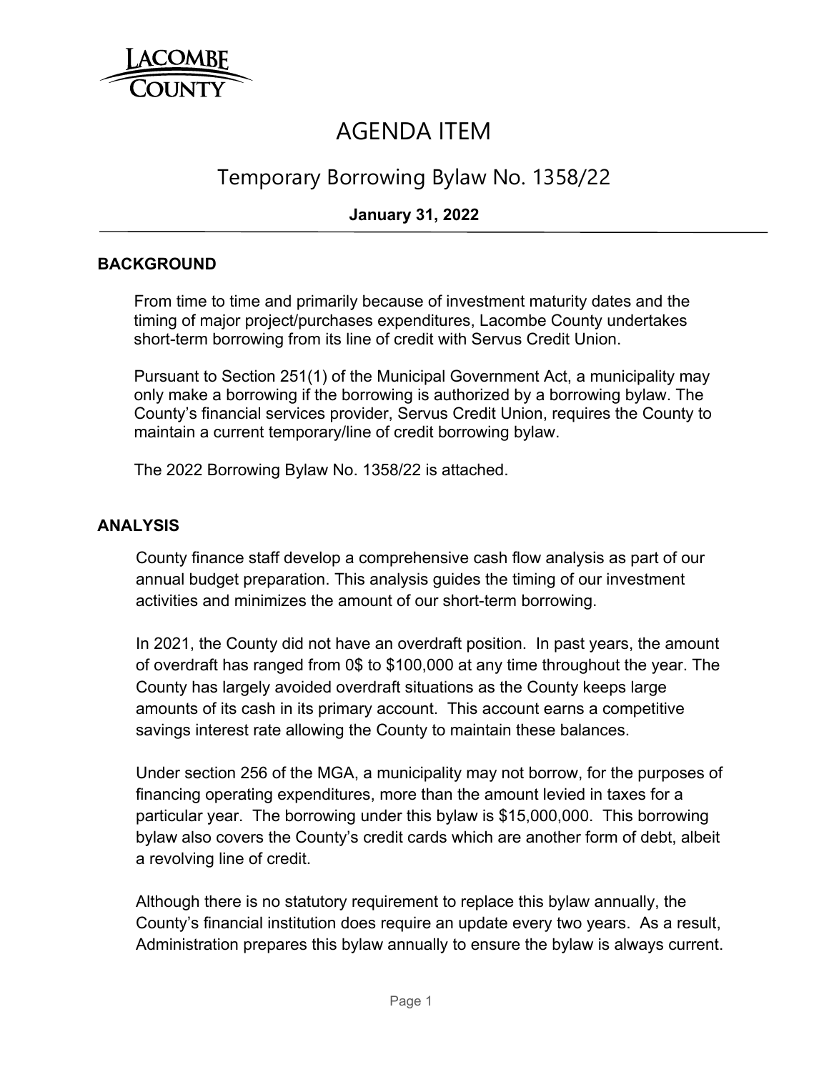LACOMBE COUNTY

# AGENDA ITEM

## Temporary Borrowing Bylaw No. 1358/22

**January 31, 2022**

### BACKGROUND

From time to time and primarily because of investment maturity dates and the timing of major project/purchases expenditures, Lacombe County undertakes short-term borrowing from its line of credit with Servus Credit Union.

Pursuant to Section 251(1) of the Municipal Government Act, a municipality may only make a borrowing if the borrowing is authorized by a borrowing bylaw. The County's financial services provider, Servus Credit Union, requires the County to maintain a current temporary/line of credit borrowing bylaw.

The 2022 Borrowing Bylaw No. 1358/22 is attached.

### ANALYSIS

County finance staff develop a comprehensive cash flow analysis as part of our annual budget preparation. This analysis guides the timing of our investment activities and minimizes the amount of our short-term borrowing.

In 2021, the County did not have an overdraft position. In past years, the amount of overdraft has ranged from 0$ to $100,000 at any time throughout the year. The County has largely avoided overdraft situations as the County keeps large amounts of its cash in its primary account. This account earns a competitive savings interest rate allowing the County to maintain these balances.

Under section 256 of the MGA, a municipality may not borrow, for the purposes of financing operating expenditures, more than the amount levied in taxes for a particular year. The borrowing under this bylaw is $15,000,000. This borrowing bylaw also covers the County's credit cards which are another form of debt, albeit a revolving line of credit.

Although there is no statutory requirement to replace this bylaw annually, the County's financial institution does require an update every two years. As a result, Administration prepares this bylaw annually to ensure the bylaw is always current.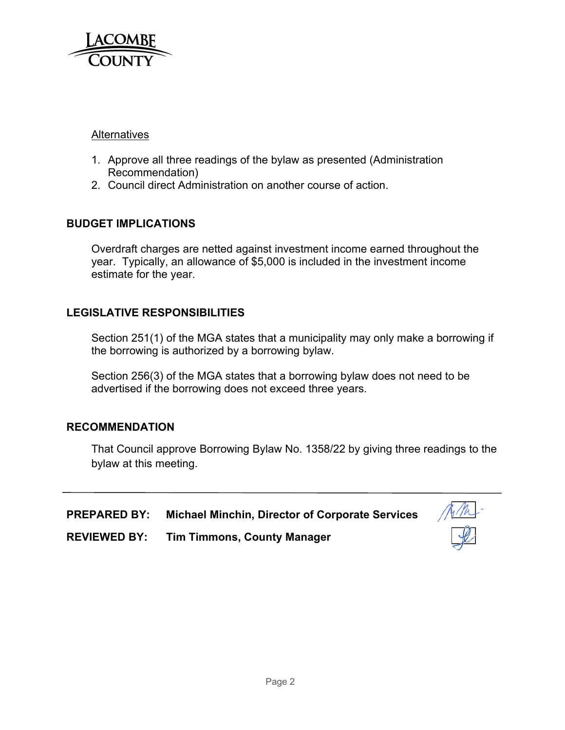Alternatives

1. Approve all three readings of the bylaw as presented (Administration Recommendation)
2. Council direct Administration on another course of action.

## BUDGET IMPLICATIONS

Overdraft charges are netted against investment income earned throughout the year. Typically, an allowance of $5,000 is included in the investment income estimate for the year.

## LEGISLATIVE RESPONSIBILITIES

Section 251(1) of the MGA states that a municipality may only make a borrowing if the borrowing is authorized by a borrowing bylaw.

Section 256(3) of the MGA states that a borrowing bylaw does not need to be advertised if the borrowing does not exceed three years.

## RECOMMENDATION

That Council approve Borrowing Bylaw No. 1358/22 by giving three readings to the bylaw at this meeting.

---

**PREPARED BY:** **Michael Minchin, Director of Corporate Services**

**REVIEWED BY:** **Tim Timmons, County Manager**